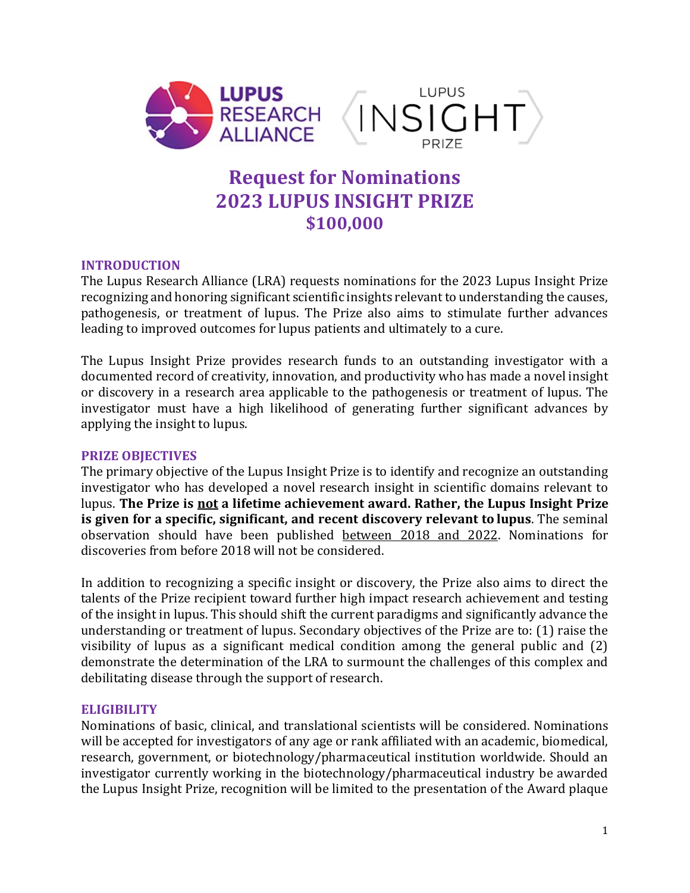# Request for Nominations
# 2023 LUPUS INSIGHT PRIZE
# $100,000

## INTRODUCTION

The Lupus Research Alliance (LRA) requests nominations for the 2023 Lupus Insight Prize recognizing and honoring significant scientific insights relevant to understanding the causes, pathogenesis, or treatment of lupus. The Prize also aims to stimulate further advances leading to improved outcomes for lupus patients and ultimately to a cure.

The Lupus Insight Prize provides research funds to an outstanding investigator with a documented record of creativity, innovation, and productivity who has made a novel insight or discovery in a research area applicable to the pathogenesis or treatment of lupus. The investigator must have a high likelihood of generating further significant advances by applying the insight to lupus.

## PRIZE OBJECTIVES

The primary objective of the Lupus Insight Prize is to identify and recognize an outstanding investigator who has developed a novel research insight in scientific domains relevant to lupus. **The Prize is <u>not</u> a lifetime achievement award. Rather, the Lupus Insight Prize is given for a specific, significant, and recent discovery relevant to lupus**. The seminal observation should have been published <u>between 2018 and 2022</u>. Nominations for discoveries from before 2018 will not be considered.

In addition to recognizing a specific insight or discovery, the Prize also aims to direct the talents of the Prize recipient toward further high impact research achievement and testing of the insight in lupus. This should shift the current paradigms and significantly advance the understanding or treatment of lupus. Secondary objectives of the Prize are to: (1) raise the visibility of lupus as a significant medical condition among the general public and (2) demonstrate the determination of the LRA to surmount the challenges of this complex and debilitating disease through the support of research.

## ELIGIBILITY

Nominations of basic, clinical, and translational scientists will be considered. Nominations will be accepted for investigators of any age or rank affiliated with an academic, biomedical, research, government, or biotechnology/pharmaceutical institution worldwide. Should an investigator currently working in the biotechnology/pharmaceutical industry be awarded the Lupus Insight Prize, recognition will be limited to the presentation of the Award plaque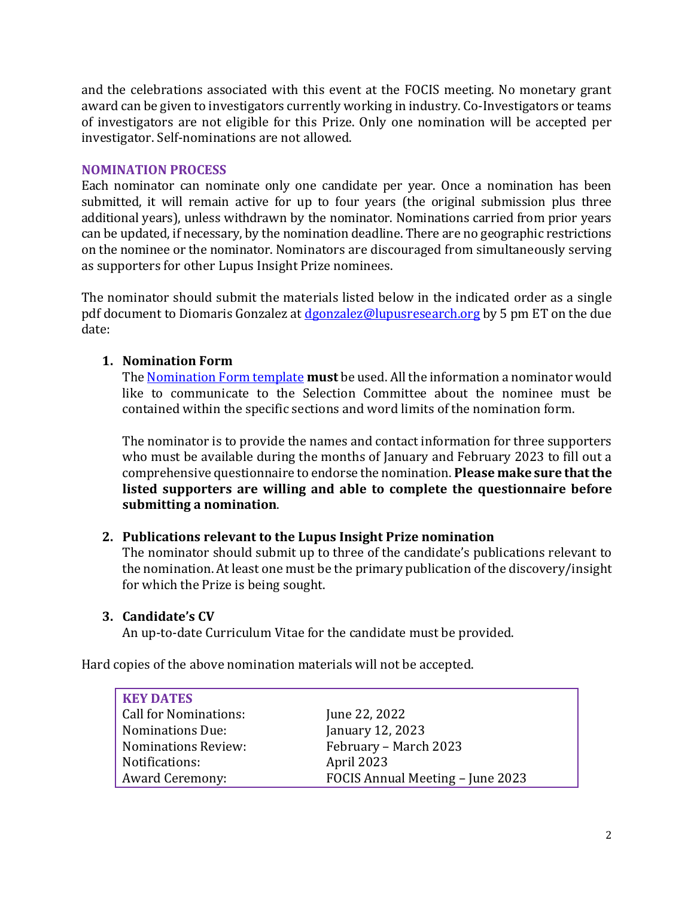and the celebrations associated with this event at the FOCIS meeting. No monetary grant award can be given to investigators currently working in industry. Co-Investigators or teams of investigators are not eligible for this Prize. Only one nomination will be accepted per investigator. Self-nominations are not allowed.

## NOMINATION PROCESS

Each nominator can nominate only one candidate per year. Once a nomination has been submitted, it will remain active for up to four years (the original submission plus three additional years), unless withdrawn by the nominator. Nominations carried from prior years can be updated, if necessary, by the nomination deadline. There are no geographic restrictions on the nominee or the nominator. Nominators are discouraged from simultaneously serving as supporters for other Lupus Insight Prize nominees.

The nominator should submit the materials listed below in the indicated order as a single pdf document to Diomaris Gonzalez at dgonzalez@lupusresearch.org by 5 pm ET on the due date:

1. **Nomination Form**
   The Nomination Form template **must** be used. All the information a nominator would like to communicate to the Selection Committee about the nominee must be contained within the specific sections and word limits of the nomination form.

   The nominator is to provide the names and contact information for three supporters who must be available during the months of January and February 2023 to fill out a comprehensive questionnaire to endorse the nomination. **Please make sure that the listed supporters are willing and able to complete the questionnaire before submitting a nomination**.

2. **Publications relevant to the Lupus Insight Prize nomination**
   The nominator should submit up to three of the candidate's publications relevant to the nomination. At least one must be the primary publication of the discovery/insight for which the Prize is being sought.

3. **Candidate's CV**
   An up-to-date Curriculum Vitae for the candidate must be provided.

Hard copies of the above nomination materials will not be accepted.

| KEY DATES | |
|---|---|
| Call for Nominations: | June 22, 2022 |
| Nominations Due: | January 12, 2023 |
| Nominations Review: | February – March 2023 |
| Notifications: | April 2023 |
| Award Ceremony: | FOCIS Annual Meeting – June 2023 |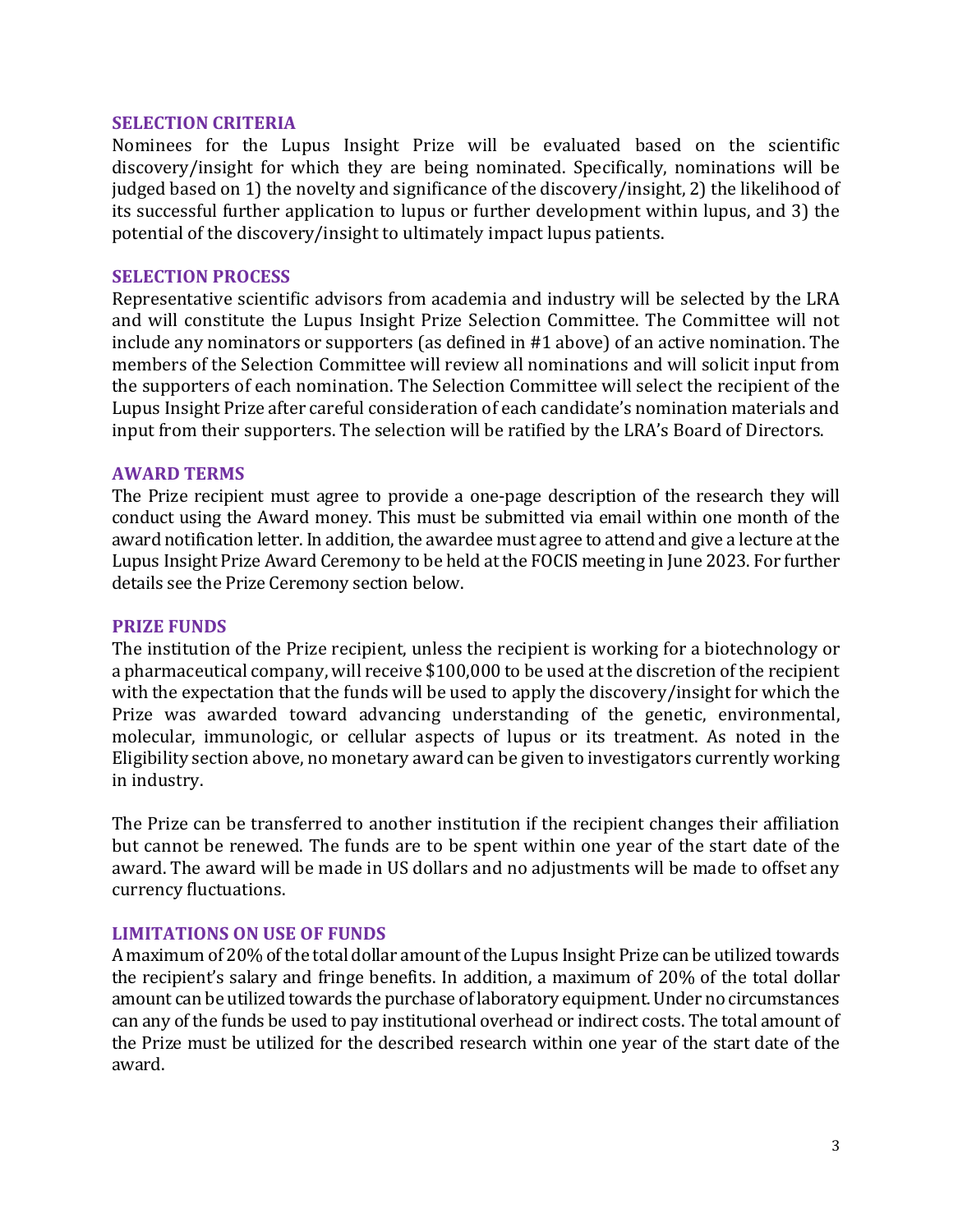## SELECTION CRITERIA

Nominees for the Lupus Insight Prize will be evaluated based on the scientific discovery/insight for which they are being nominated. Specifically, nominations will be judged based on 1) the novelty and significance of the discovery/insight, 2) the likelihood of its successful further application to lupus or further development within lupus, and 3) the potential of the discovery/insight to ultimately impact lupus patients.

## SELECTION PROCESS

Representative scientific advisors from academia and industry will be selected by the LRA and will constitute the Lupus Insight Prize Selection Committee. The Committee will not include any nominators or supporters (as defined in #1 above) of an active nomination. The members of the Selection Committee will review all nominations and will solicit input from the supporters of each nomination. The Selection Committee will select the recipient of the Lupus Insight Prize after careful consideration of each candidate's nomination materials and input from their supporters. The selection will be ratified by the LRA's Board of Directors.

## AWARD TERMS

The Prize recipient must agree to provide a one-page description of the research they will conduct using the Award money. This must be submitted via email within one month of the award notification letter. In addition, the awardee must agree to attend and give a lecture at the Lupus Insight Prize Award Ceremony to be held at the FOCIS meeting in June 2023. For further details see the Prize Ceremony section below.

## PRIZE FUNDS

The institution of the Prize recipient, unless the recipient is working for a biotechnology or a pharmaceutical company, will receive $100,000 to be used at the discretion of the recipient with the expectation that the funds will be used to apply the discovery/insight for which the Prize was awarded toward advancing understanding of the genetic, environmental, molecular, immunologic, or cellular aspects of lupus or its treatment. As noted in the Eligibility section above, no monetary award can be given to investigators currently working in industry.

The Prize can be transferred to another institution if the recipient changes their affiliation but cannot be renewed. The funds are to be spent within one year of the start date of the award. The award will be made in US dollars and no adjustments will be made to offset any currency fluctuations.

## LIMITATIONS ON USE OF FUNDS

A maximum of 20% of the total dollar amount of the Lupus Insight Prize can be utilized towards the recipient's salary and fringe benefits. In addition, a maximum of 20% of the total dollar amount can be utilized towards the purchase of laboratory equipment. Under no circumstances can any of the funds be used to pay institutional overhead or indirect costs. The total amount of the Prize must be utilized for the described research within one year of the start date of the award.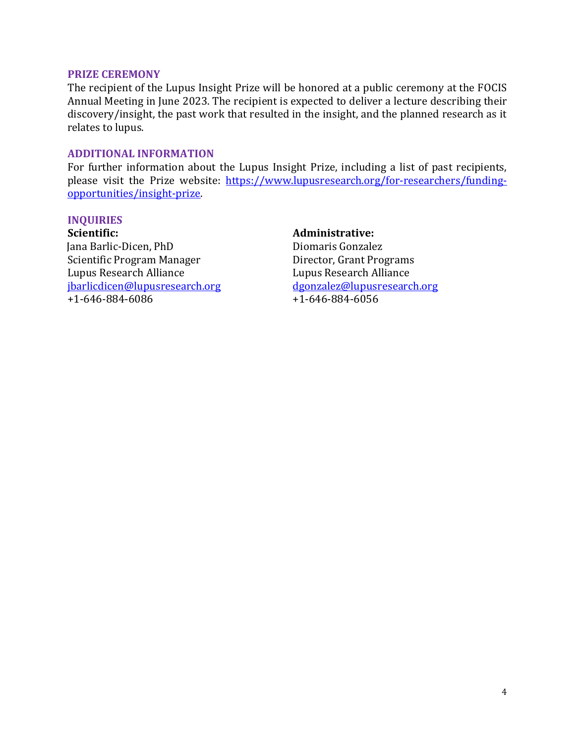## PRIZE CEREMONY

The recipient of the Lupus Insight Prize will be honored at a public ceremony at the FOCIS Annual Meeting in June 2023. The recipient is expected to deliver a lecture describing their discovery/insight, the past work that resulted in the insight, and the planned research as it relates to lupus.

## ADDITIONAL INFORMATION

For further information about the Lupus Insight Prize, including a list of past recipients, please visit the Prize website: [https://www.lupusresearch.org/for-researchers/funding-opportunities/insight-prize](https://www.lupusresearch.org/for-researchers/funding-opportunities/insight-prize).

## INQUIRIES

**Scientific:**
Jana Barlic-Dicen, PhD
Scientific Program Manager
Lupus Research Alliance
[jbarlicdicen@lupusresearch.org](mailto:jbarlicdicen@lupusresearch.org)
+1-646-884-6086

**Administrative:**
Diomaris Gonzalez
Director, Grant Programs
Lupus Research Alliance
[dgonzalez@lupusresearch.org](mailto:dgonzalez@lupusresearch.org)
+1-646-884-6056